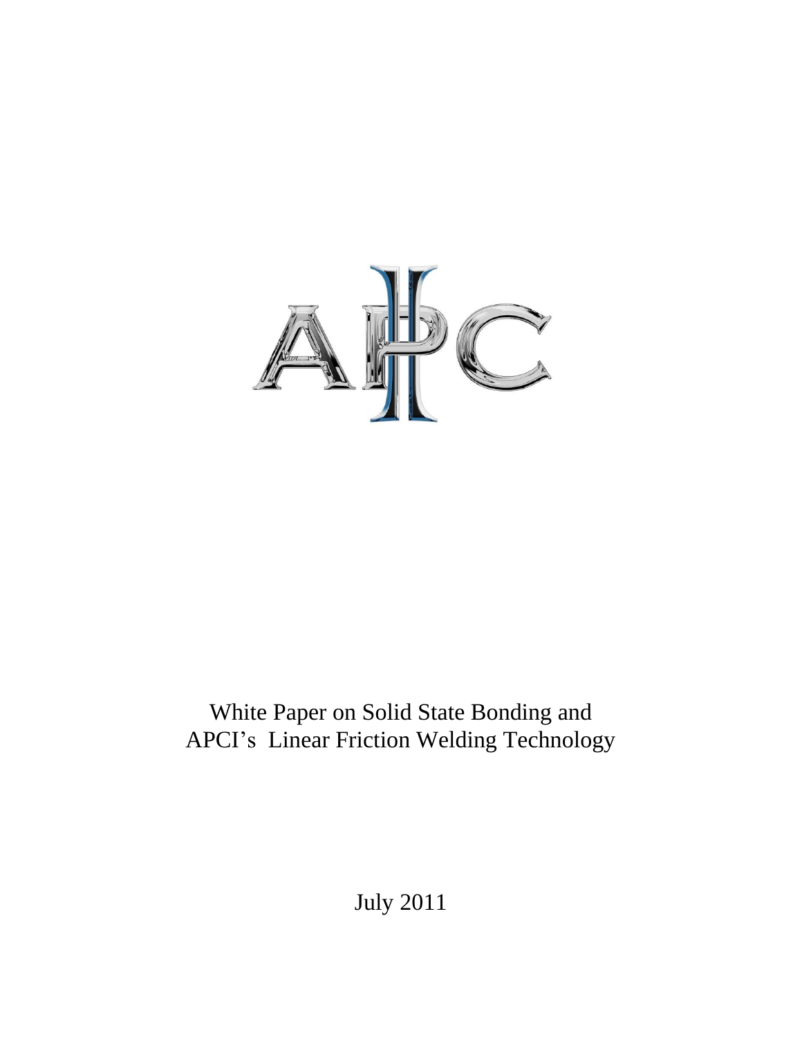APCI

White Paper on Solid State Bonding and APCI's Linear Friction Welding Technology

July 2011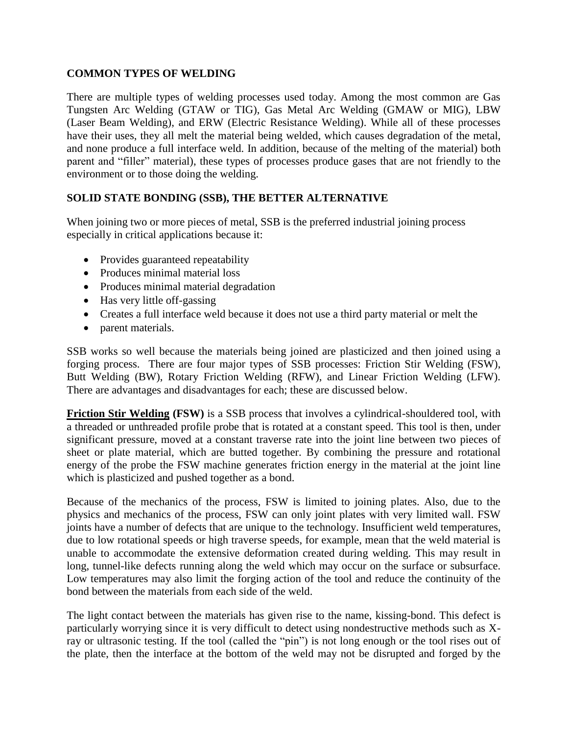## COMMON TYPES OF WELDING

There are multiple types of welding processes used today. Among the most common are Gas Tungsten Arc Welding (GTAW or TIG), Gas Metal Arc Welding (GMAW or MIG), LBW (Laser Beam Welding), and ERW (Electric Resistance Welding). While all of these processes have their uses, they all melt the material being welded, which causes degradation of the metal, and none produce a full interface weld. In addition, because of the melting of the material) both parent and "filler" material), these types of processes produce gases that are not friendly to the environment or to those doing the welding.

## SOLID STATE BONDING (SSB), THE BETTER ALTERNATIVE

When joining two or more pieces of metal, SSB is the preferred industrial joining process especially in critical applications because it:

- Provides guaranteed repeatability
- Produces minimal material loss
- Produces minimal material degradation
- Has very little off-gassing
- Creates a full interface weld because it does not use a third party material or melt the
- parent materials.

SSB works so well because the materials being joined are plasticized and then joined using a forging process. There are four major types of SSB processes: Friction Stir Welding (FSW), Butt Welding (BW), Rotary Friction Welding (RFW), and Linear Friction Welding (LFW). There are advantages and disadvantages for each; these are discussed below.

**Friction Stir Welding (FSW)** is a SSB process that involves a cylindrical-shouldered tool, with a threaded or unthreaded profile probe that is rotated at a constant speed. This tool is then, under significant pressure, moved at a constant traverse rate into the joint line between two pieces of sheet or plate material, which are butted together. By combining the pressure and rotational energy of the probe the FSW machine generates friction energy in the material at the joint line which is plasticized and pushed together as a bond.

Because of the mechanics of the process, FSW is limited to joining plates. Also, due to the physics and mechanics of the process, FSW can only joint plates with very limited wall. FSW joints have a number of defects that are unique to the technology. Insufficient weld temperatures, due to low rotational speeds or high traverse speeds, for example, mean that the weld material is unable to accommodate the extensive deformation created during welding. This may result in long, tunnel-like defects running along the weld which may occur on the surface or subsurface. Low temperatures may also limit the forging action of the tool and reduce the continuity of the bond between the materials from each side of the weld.

The light contact between the materials has given rise to the name, kissing-bond. This defect is particularly worrying since it is very difficult to detect using nondestructive methods such as X-ray or ultrasonic testing. If the tool (called the "pin") is not long enough or the tool rises out of the plate, then the interface at the bottom of the weld may not be disrupted and forged by the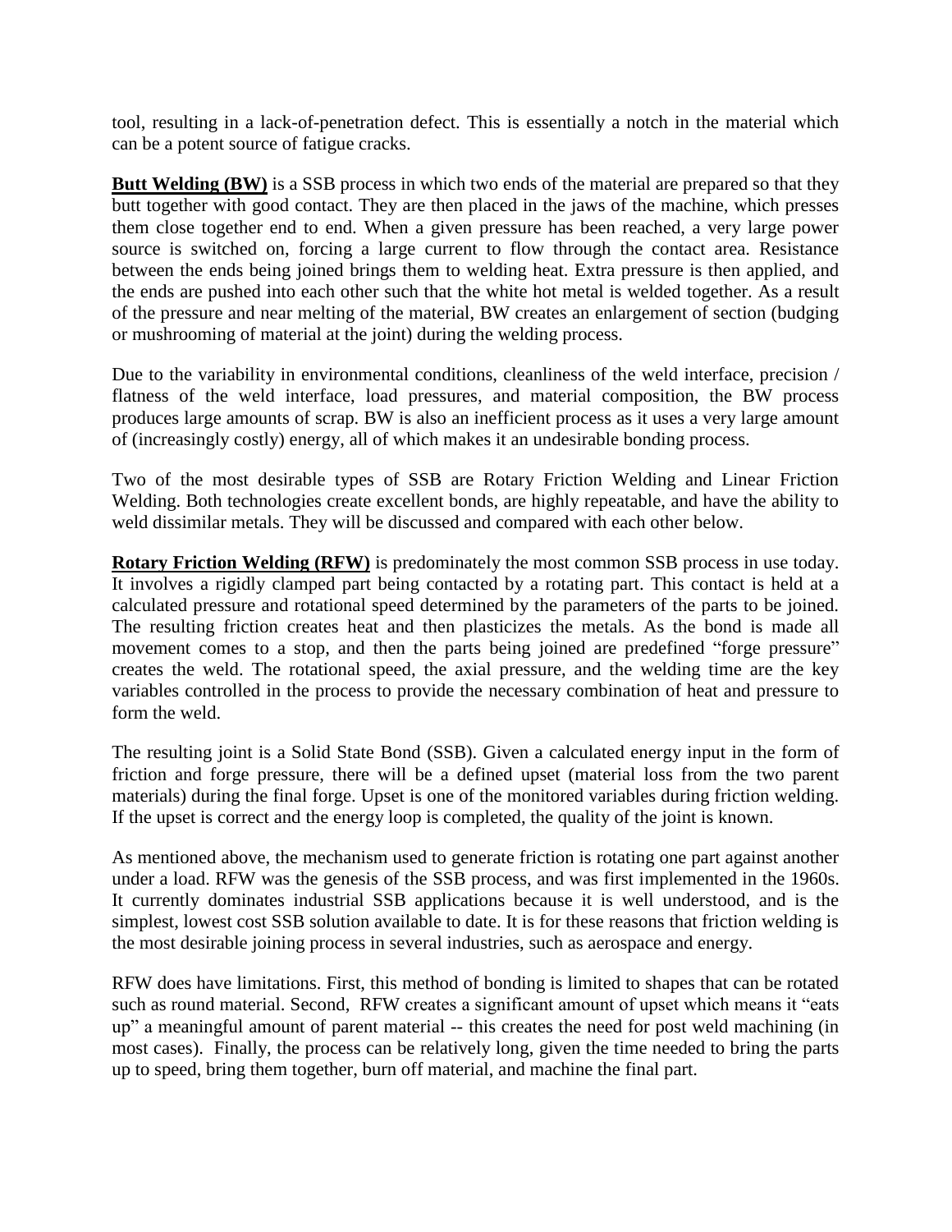tool, resulting in a lack-of-penetration defect. This is essentially a notch in the material which can be a potent source of fatigue cracks.

**Butt Welding (BW)** is a SSB process in which two ends of the material are prepared so that they butt together with good contact. They are then placed in the jaws of the machine, which presses them close together end to end. When a given pressure has been reached, a very large power source is switched on, forcing a large current to flow through the contact area. Resistance between the ends being joined brings them to welding heat. Extra pressure is then applied, and the ends are pushed into each other such that the white hot metal is welded together. As a result of the pressure and near melting of the material, BW creates an enlargement of section (budging or mushrooming of material at the joint) during the welding process.

Due to the variability in environmental conditions, cleanliness of the weld interface, precision / flatness of the weld interface, load pressures, and material composition, the BW process produces large amounts of scrap. BW is also an inefficient process as it uses a very large amount of (increasingly costly) energy, all of which makes it an undesirable bonding process.

Two of the most desirable types of SSB are Rotary Friction Welding and Linear Friction Welding. Both technologies create excellent bonds, are highly repeatable, and have the ability to weld dissimilar metals. They will be discussed and compared with each other below.

**Rotary Friction Welding (RFW)** is predominately the most common SSB process in use today. It involves a rigidly clamped part being contacted by a rotating part. This contact is held at a calculated pressure and rotational speed determined by the parameters of the parts to be joined. The resulting friction creates heat and then plasticizes the metals. As the bond is made all movement comes to a stop, and then the parts being joined are predefined "forge pressure" creates the weld. The rotational speed, the axial pressure, and the welding time are the key variables controlled in the process to provide the necessary combination of heat and pressure to form the weld.

The resulting joint is a Solid State Bond (SSB). Given a calculated energy input in the form of friction and forge pressure, there will be a defined upset (material loss from the two parent materials) during the final forge. Upset is one of the monitored variables during friction welding. If the upset is correct and the energy loop is completed, the quality of the joint is known.

As mentioned above, the mechanism used to generate friction is rotating one part against another under a load. RFW was the genesis of the SSB process, and was first implemented in the 1960s. It currently dominates industrial SSB applications because it is well understood, and is the simplest, lowest cost SSB solution available to date. It is for these reasons that friction welding is the most desirable joining process in several industries, such as aerospace and energy.

RFW does have limitations. First, this method of bonding is limited to shapes that can be rotated such as round material. Second, RFW creates a significant amount of upset which means it "eats up" a meaningful amount of parent material -- this creates the need for post weld machining (in most cases). Finally, the process can be relatively long, given the time needed to bring the parts up to speed, bring them together, burn off material, and machine the final part.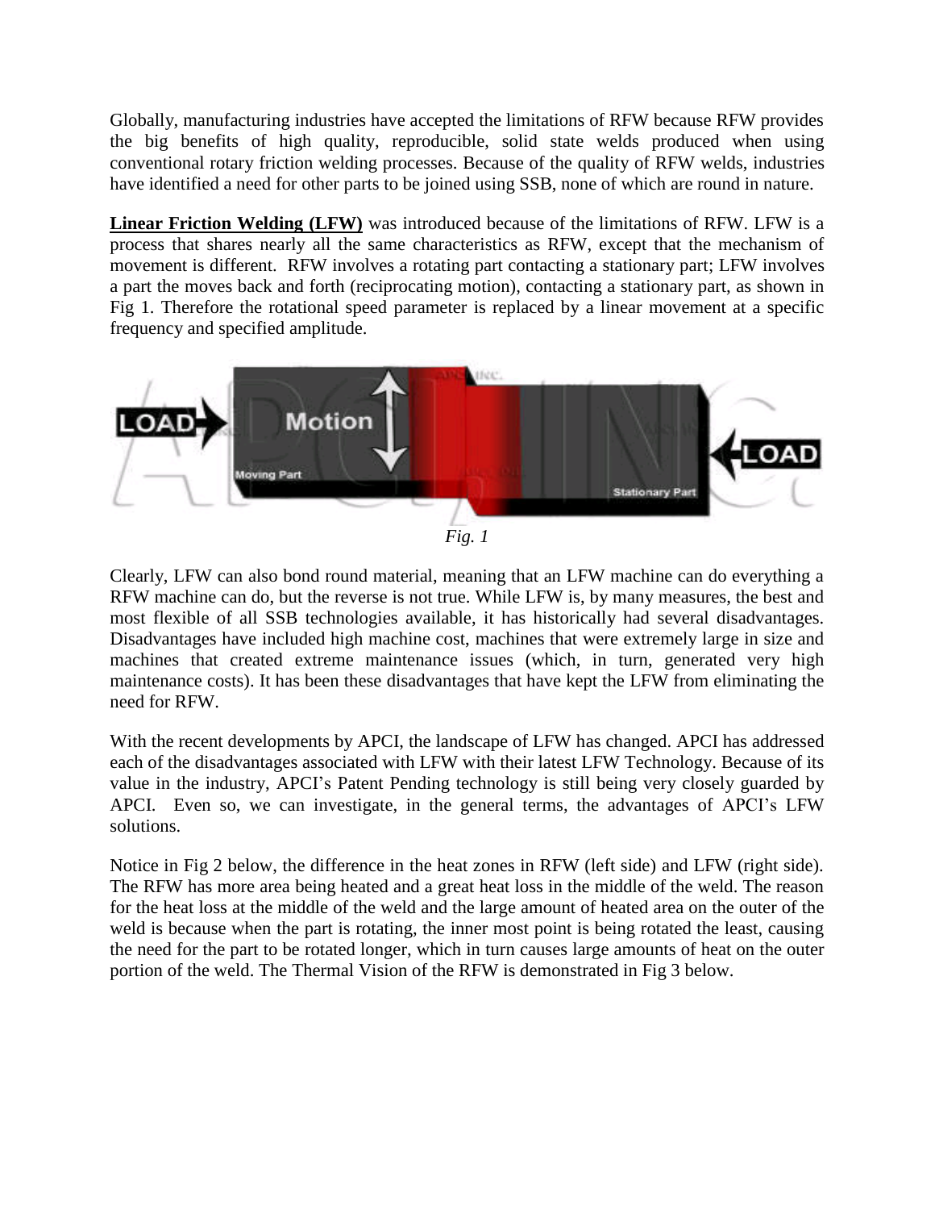Globally, manufacturing industries have accepted the limitations of RFW because RFW provides the big benefits of high quality, reproducible, solid state welds produced when using conventional rotary friction welding processes. Because of the quality of RFW welds, industries have identified a need for other parts to be joined using SSB, none of which are round in nature.

**Linear Friction Welding (LFW)** was introduced because of the limitations of RFW. LFW is a process that shares nearly all the same characteristics as RFW, except that the mechanism of movement is different. RFW involves a rotating part contacting a stationary part; LFW involves a part the moves back and forth (reciprocating motion), contacting a stationary part, as shown in Fig 1. Therefore the rotational speed parameter is replaced by a linear movement at a specific frequency and specified amplitude.

*Fig. 1*

Clearly, LFW can also bond round material, meaning that an LFW machine can do everything a RFW machine can do, but the reverse is not true. While LFW is, by many measures, the best and most flexible of all SSB technologies available, it has historically had several disadvantages. Disadvantages have included high machine cost, machines that were extremely large in size and machines that created extreme maintenance issues (which, in turn, generated very high maintenance costs). It has been these disadvantages that have kept the LFW from eliminating the need for RFW.

With the recent developments by APCI, the landscape of LFW has changed. APCI has addressed each of the disadvantages associated with LFW with their latest LFW Technology. Because of its value in the industry, APCI's Patent Pending technology is still being very closely guarded by APCI. Even so, we can investigate, in the general terms, the advantages of APCI's LFW solutions.

Notice in Fig 2 below, the difference in the heat zones in RFW (left side) and LFW (right side). The RFW has more area being heated and a great heat loss in the middle of the weld. The reason for the heat loss at the middle of the weld and the large amount of heated area on the outer of the weld is because when the part is rotating, the inner most point is being rotated the least, causing the need for the part to be rotated longer, which in turn causes large amounts of heat on the outer portion of the weld. The Thermal Vision of the RFW is demonstrated in Fig 3 below.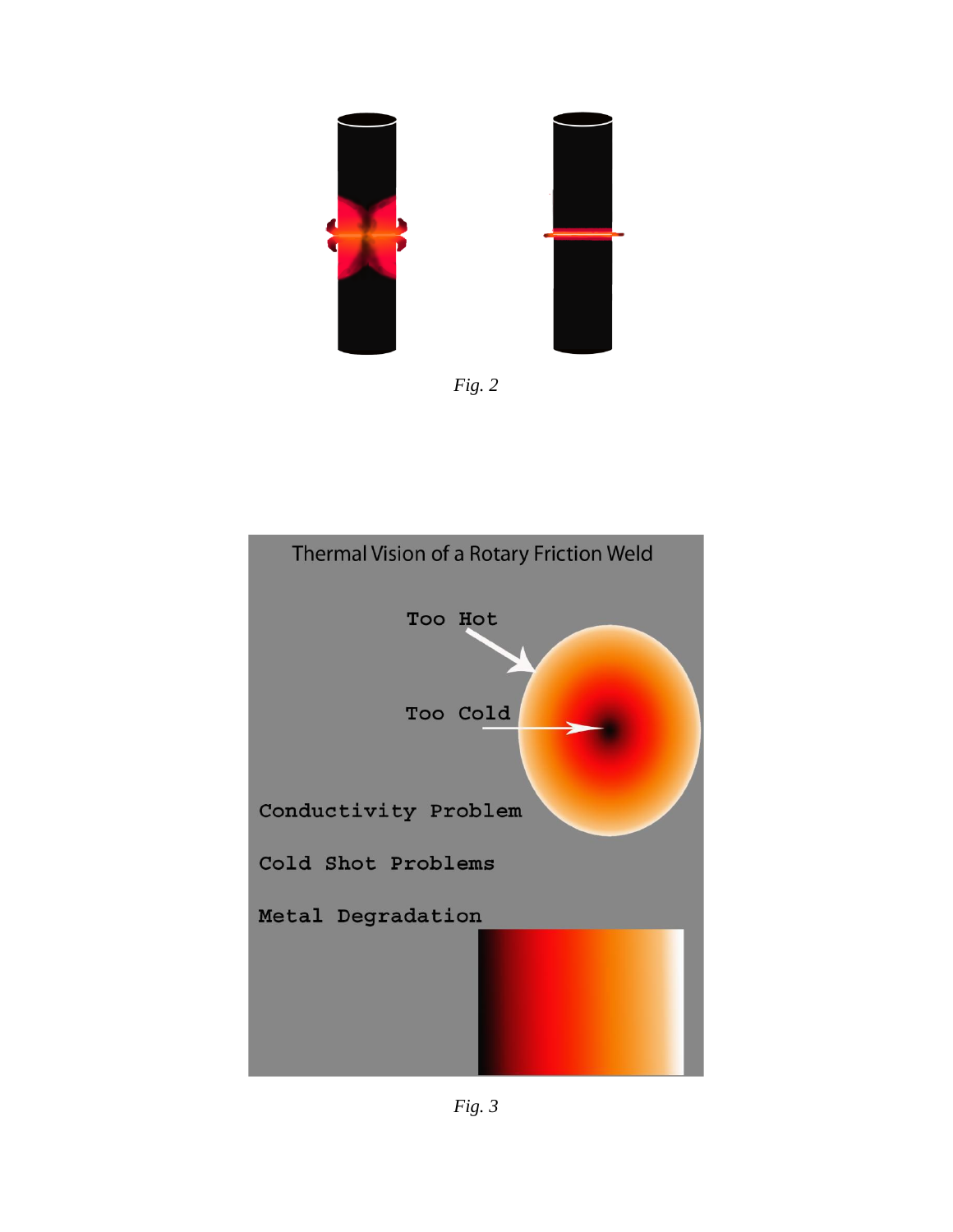*Fig. 2*

*Fig. 3*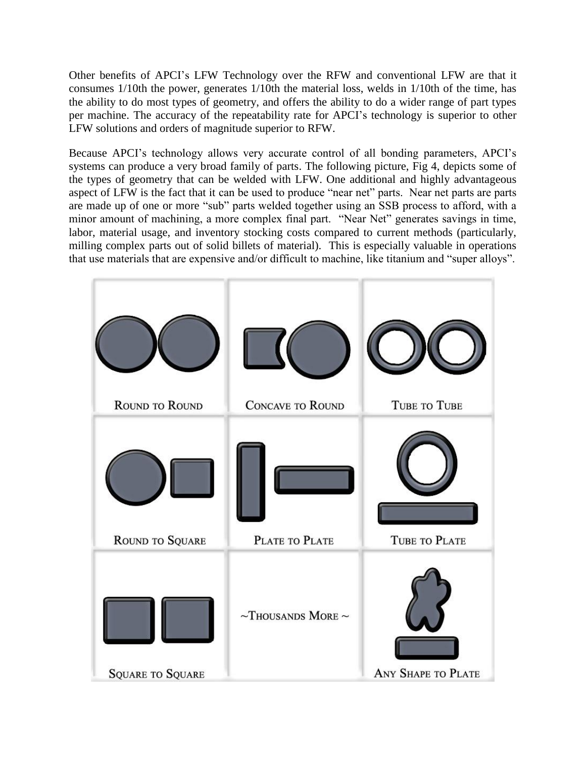Other benefits of APCI's LFW Technology over the RFW and conventional LFW are that it consumes 1/10th the power, generates 1/10th the material loss, welds in 1/10th of the time, has the ability to do most types of geometry, and offers the ability to do a wider range of part types per machine. The accuracy of the repeatability rate for APCI's technology is superior to other LFW solutions and orders of magnitude superior to RFW.

Because APCI's technology allows very accurate control of all bonding parameters, APCI's systems can produce a very broad family of parts. The following picture, Fig 4, depicts some of the types of geometry that can be welded with LFW. One additional and highly advantageous aspect of LFW is the fact that it can be used to produce "near net" parts. Near net parts are parts are made up of one or more "sub" parts welded together using an SSB process to afford, with a minor amount of machining, a more complex final part. "Near Net" generates savings in time, labor, material usage, and inventory stocking costs compared to current methods (particularly, milling complex parts out of solid billets of material). This is especially valuable in operations that use materials that are expensive and/or difficult to machine, like titanium and "super alloys".

| | | |
|---|---|---|
| ROUND TO ROUND | CONCAVE TO ROUND | TUBE TO TUBE |
| ROUND TO SQUARE | PLATE TO PLATE | TUBE TO PLATE |
| SQUARE TO SQUARE | ~THOUSANDS MORE ~ | ANY SHAPE TO PLATE |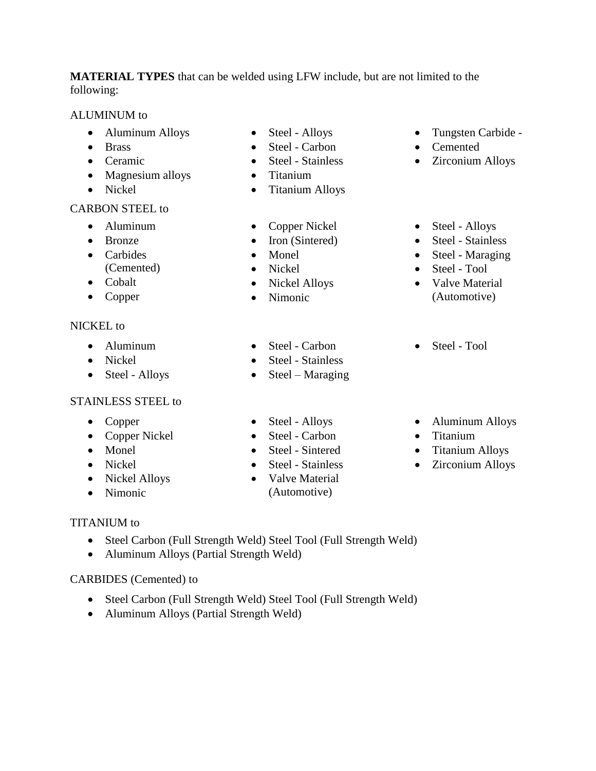**MATERIAL TYPES** that can be welded using LFW include, but are not limited to the following:

ALUMINUM to

- Aluminum Alloys
- Brass
- Ceramic
- Magnesium alloys
- Nickel
- Steel - Alloys
- Steel - Carbon
- Steel - Stainless
- Titanium
- Titanium Alloys
- Tungsten Carbide -
- Cemented
- Zirconium Alloys

CARBON STEEL to

- Aluminum
- Bronze
- Carbides (Cemented)
- Cobalt
- Copper
- Copper Nickel
- Iron (Sintered)
- Monel
- Nickel
- Nickel Alloys
- Nimonic
- Steel - Alloys
- Steel - Stainless
- Steel - Maraging
- Steel - Tool
- Valve Material (Automotive)

NICKEL to

- Aluminum
- Nickel
- Steel - Alloys
- Steel - Carbon
- Steel - Stainless
- Steel – Maraging
- Steel - Tool

STAINLESS STEEL to

- Copper
- Copper Nickel
- Monel
- Nickel
- Nickel Alloys
- Nimonic
- Steel - Alloys
- Steel - Carbon
- Steel - Sintered
- Steel - Stainless
- Valve Material (Automotive)
- Aluminum Alloys
- Titanium
- Titanium Alloys
- Zirconium Alloys

TITANIUM to

- Steel Carbon (Full Strength Weld) Steel Tool (Full Strength Weld)
- Aluminum Alloys (Partial Strength Weld)

CARBIDES (Cemented) to

- Steel Carbon (Full Strength Weld) Steel Tool (Full Strength Weld)
- Aluminum Alloys (Partial Strength Weld)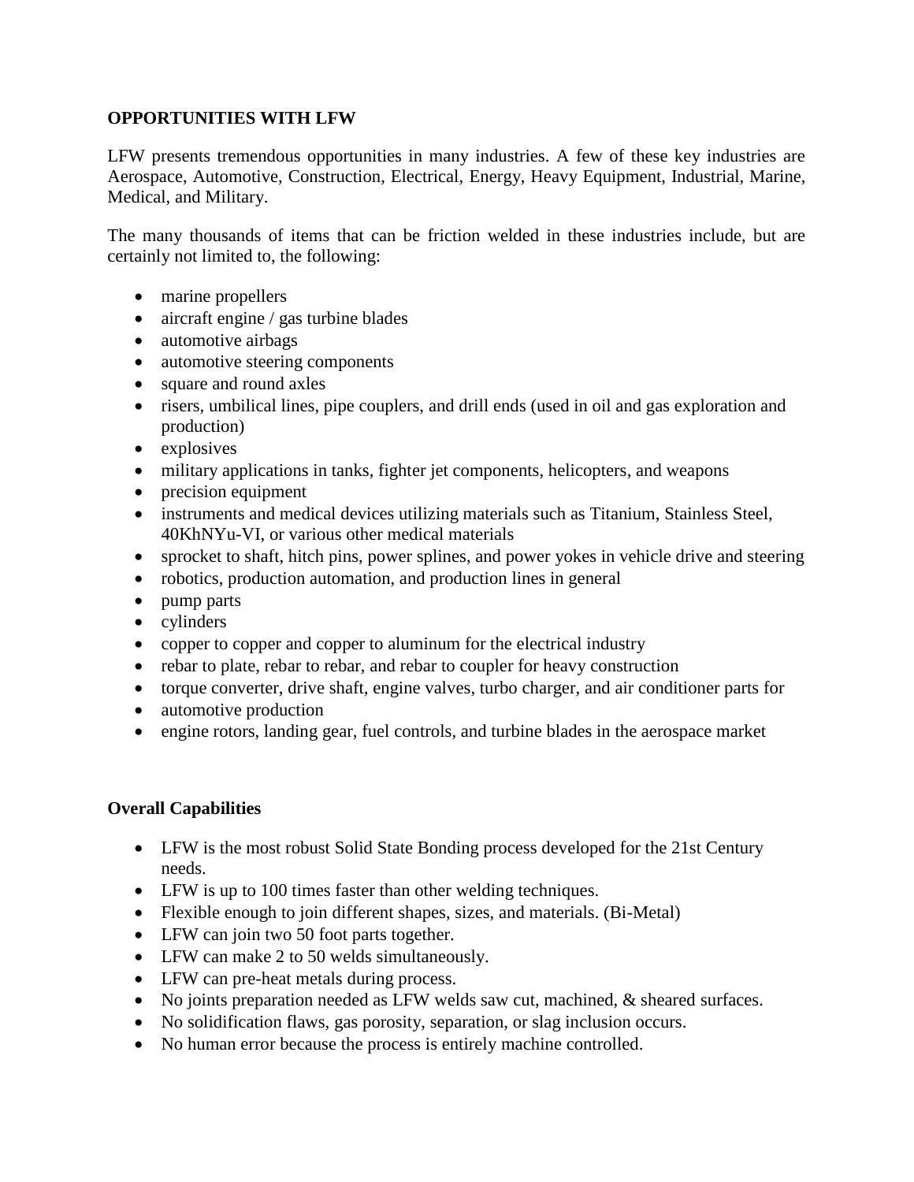**OPPORTUNITIES WITH LFW**

LFW presents tremendous opportunities in many industries. A few of these key industries are Aerospace, Automotive, Construction, Electrical, Energy, Heavy Equipment, Industrial, Marine, Medical, and Military.

The many thousands of items that can be friction welded in these industries include, but are certainly not limited to, the following:

- marine propellers
- aircraft engine / gas turbine blades
- automotive airbags
- automotive steering components
- square and round axles
- risers, umbilical lines, pipe couplers, and drill ends (used in oil and gas exploration and production)
- explosives
- military applications in tanks, fighter jet components, helicopters, and weapons
- precision equipment
- instruments and medical devices utilizing materials such as Titanium, Stainless Steel, 40KhNYu-VI, or various other medical materials
- sprocket to shaft, hitch pins, power splines, and power yokes in vehicle drive and steering
- robotics, production automation, and production lines in general
- pump parts
- cylinders
- copper to copper and copper to aluminum for the electrical industry
- rebar to plate, rebar to rebar, and rebar to coupler for heavy construction
- torque converter, drive shaft, engine valves, turbo charger, and air conditioner parts for
- automotive production
- engine rotors, landing gear, fuel controls, and turbine blades in the aerospace market

**Overall Capabilities**

- LFW is the most robust Solid State Bonding process developed for the 21st Century needs.
- LFW is up to 100 times faster than other welding techniques.
- Flexible enough to join different shapes, sizes, and materials. (Bi-Metal)
- LFW can join two 50 foot parts together.
- LFW can make 2 to 50 welds simultaneously.
- LFW can pre-heat metals during process.
- No joints preparation needed as LFW welds saw cut, machined, & sheared surfaces.
- No solidification flaws, gas porosity, separation, or slag inclusion occurs.
- No human error because the process is entirely machine controlled.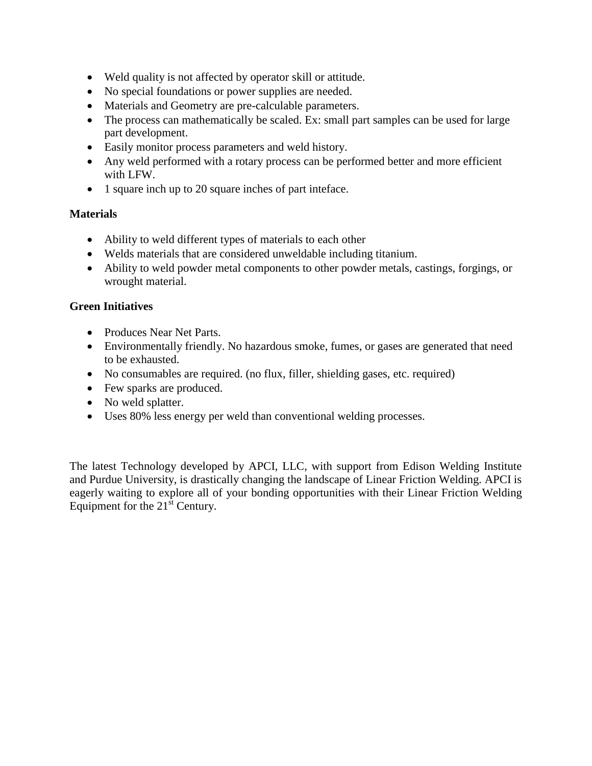- Weld quality is not affected by operator skill or attitude.
- No special foundations or power supplies are needed.
- Materials and Geometry are pre-calculable parameters.
- The process can mathematically be scaled. Ex: small part samples can be used for large part development.
- Easily monitor process parameters and weld history.
- Any weld performed with a rotary process can be performed better and more efficient with LFW.
- 1 square inch up to 20 square inches of part inteface.

**Materials**

- Ability to weld different types of materials to each other
- Welds materials that are considered unweldable including titanium.
- Ability to weld powder metal components to other powder metals, castings, forgings, or wrought material.

**Green Initiatives**

- Produces Near Net Parts.
- Environmentally friendly. No hazardous smoke, fumes, or gases are generated that need to be exhausted.
- No consumables are required. (no flux, filler, shielding gases, etc. required)
- Few sparks are produced.
- No weld splatter.
- Uses 80% less energy per weld than conventional welding processes.

The latest Technology developed by APCI, LLC, with support from Edison Welding Institute and Purdue University, is drastically changing the landscape of Linear Friction Welding. APCI is eagerly waiting to explore all of your bonding opportunities with their Linear Friction Welding Equipment for the 21st Century.